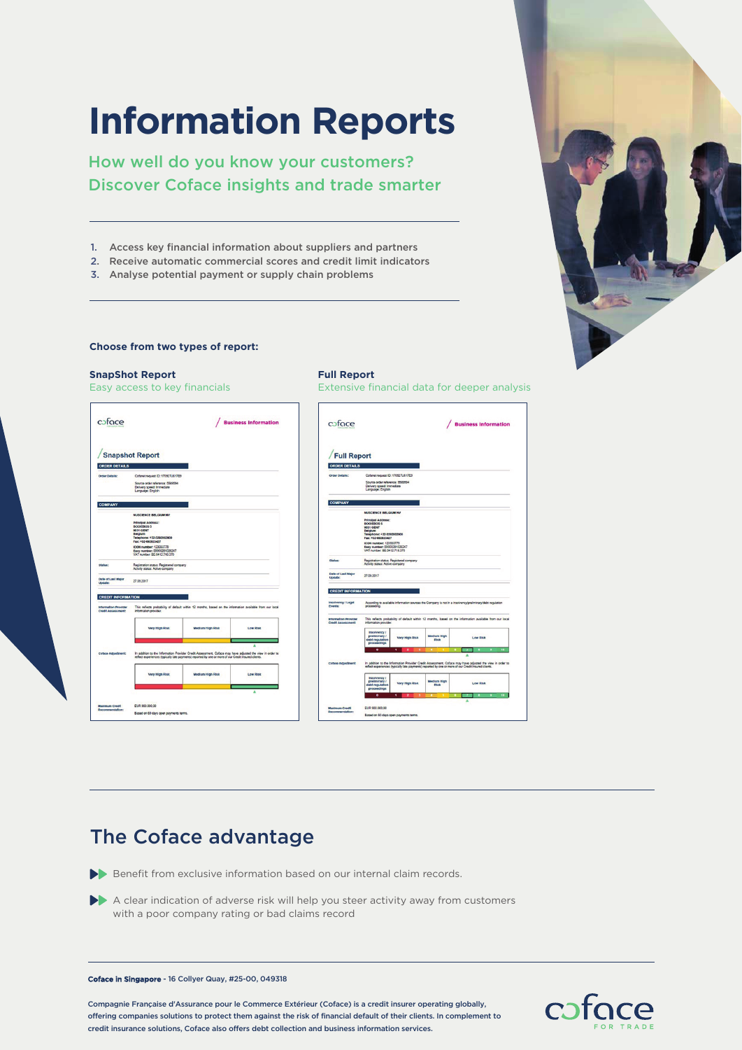# Information Reports

## How well do you know your customers? Discover Coface insights and trade smarter

1. Access key financial information about suppliers and partners
2. Receive automatic commercial scores and credit limit indicators
3. Analyse potential payment or supply chain problems

**Choose from two types of report:**

**SnapShot Report**
Easy access to key financials

**Full Report**
Extensive financial data for deeper analysis

## The Coface advantage

- Benefit from exclusive information based on our internal claim records.
- A clear indication of adverse risk will help you steer activity away from customers with a poor company rating or bad claims record

**Coface in Singapore** - 16 Collyer Quay, #25-00, 049318

Compagnie Française d'Assurance pour le Commerce Extérieur (Coface) is a credit insurer operating globally, offering companies solutions to protect them against the risk of financial default of their clients. In complement to credit insurance solutions, Coface also offers debt collection and business information services.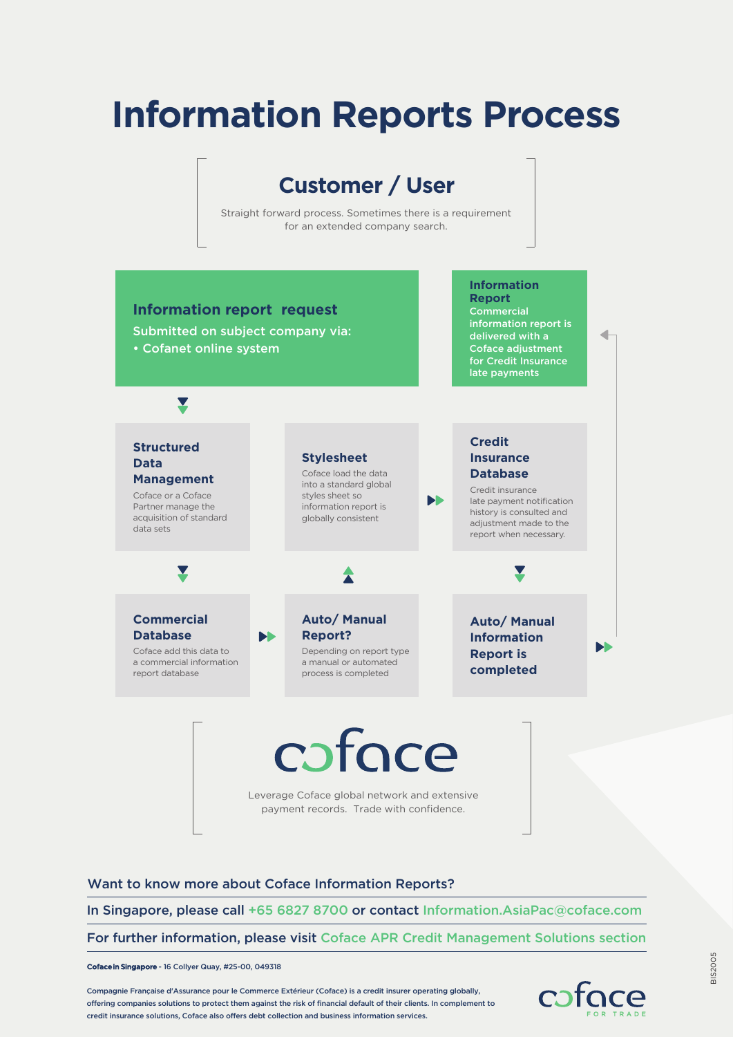# Information Reports Process

## Customer / User

Straight forward process. Sometimes there is a requirement for an extended company search.

### Information report request

Submitted on subject company via:

- Cofanet online system

### Information Report

Commercial information report is delivered with a Coface adjustment for Credit Insurance late payments

### Structured Data Management

Coface or a Coface Partner manage the acquisition of standard data sets

### Stylesheet

Coface load the data into a standard global styles sheet so information report is globally consistent

### Credit Insurance Database

Credit insurance late payment notification history is consulted and adjustment made to the report when necessary.

### Commercial Database

Coface add this data to a commercial information report database

### Auto/ Manual Report?

Depending on report type a manual or automated process is completed

### Auto/ Manual Information Report is completed

coface

Leverage Coface global network and extensive payment records. Trade with confidence.

Want to know more about Coface Information Reports?

In Singapore, please call +65 6827 8700 or contact Information.AsiaPac@coface.com

For further information, please visit Coface APR Credit Management Solutions section

**Coface in Singapore** - 16 Collyer Quay, #25-00, 049318

Compagnie Française d'Assurance pour le Commerce Extérieur (Coface) is a credit insurer operating globally, offering companies solutions to protect them against the risk of financial default of their clients. In complement to credit insurance solutions, Coface also offers debt collection and business information services.

coface FOR TRADE

BIS2005